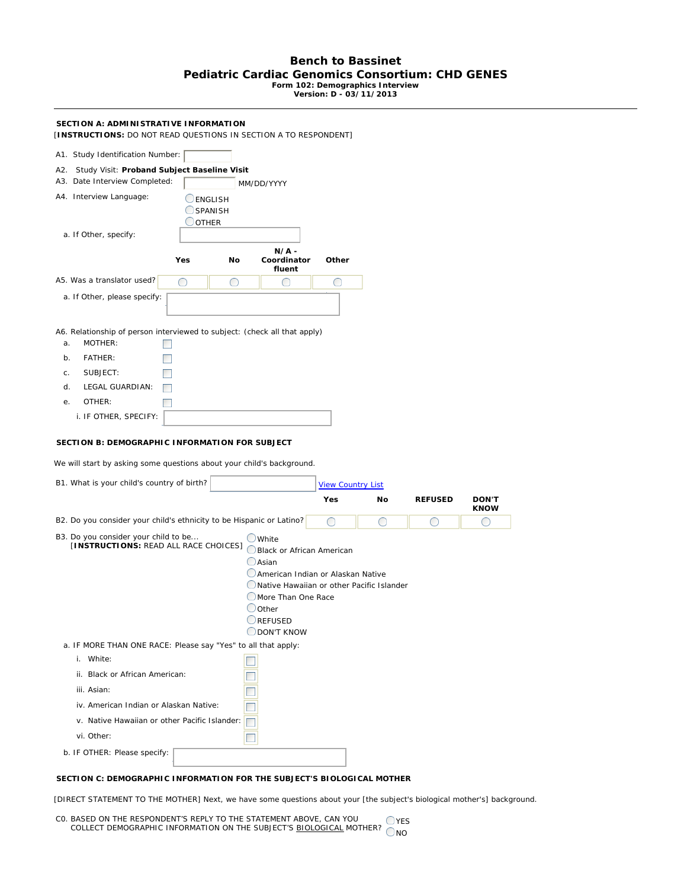# Bench to Bassinet
## Pediatric Cardiac Genomics Consortium: CHD GENES

**Form 102: Demographics Interview**
**Version: D - 03/11/2013**

---

### SECTION A: ADMINISTRATIVE INFORMATION

[**INSTRUCTIONS:** DO NOT READ QUESTIONS IN SECTION A TO RESPONDENT]

A1. Study Identification Number: ______

A2. Study Visit: **Proband Subject Baseline Visit**

A3. Date Interview Completed: ______ MM/DD/YYYY

A4. Interview Language:
- ○ ENGLISH
- ○ SPANISH
- ○ OTHER

a. If Other, specify: ______

| | Yes | No | N/A - Coordinator fluent | Other |
|---|---|---|---|---|
| A5. Was a translator used? | ○ | ○ | ○ | ○ |

a. If Other, please specify: ______

A6. Relationship of person interviewed to subject: (check all that apply)

a. MOTHER: ☐

b. FATHER: ☐

c. SUBJECT: ☐

d. LEGAL GUARDIAN: ☐

e. OTHER: ☐

i. IF OTHER, SPECIFY: ______

### SECTION B: DEMOGRAPHIC INFORMATION FOR SUBJECT

We will start by asking some questions about your child's background.

B1. What is your child's country of birth? ______ View Country List

| | Yes | No | REFUSED | DON'T KNOW |
|---|---|---|---|---|
| B2. Do you consider your child's ethnicity to be Hispanic or Latino? | ○ | ○ | ○ | ○ |

B3. Do you consider your child to be...
[**INSTRUCTIONS:** READ ALL RACE CHOICES]
- ○ White
- ○ Black or African American
- ○ Asian
- ○ American Indian or Alaskan Native
- ○ Native Hawaiian or other Pacific Islander
- ○ More Than One Race
- ○ Other
- ○ REFUSED
- ○ DON'T KNOW

a. IF MORE THAN ONE RACE: Please say "Yes" to all that apply:

i. White: ☐

ii. Black or African American: ☐

iii. Asian: ☐

iv. American Indian or Alaskan Native: ☐

v. Native Hawaiian or other Pacific Islander: ☐

vi. Other: ☐

b. IF OTHER: Please specify: ______

### SECTION C: DEMOGRAPHIC INFORMATION FOR THE SUBJECT'S BIOLOGICAL MOTHER

[DIRECT STATEMENT TO THE MOTHER] Next, we have some questions about your [the subject's biological mother's] background.

C0. BASED ON THE RESPONDENT'S REPLY TO THE STATEMENT ABOVE, CAN YOU COLLECT DEMOGRAPHIC INFORMATION ON THE SUBJECT'S BIOLOGICAL MOTHER?
- ○ YES
- ○ NO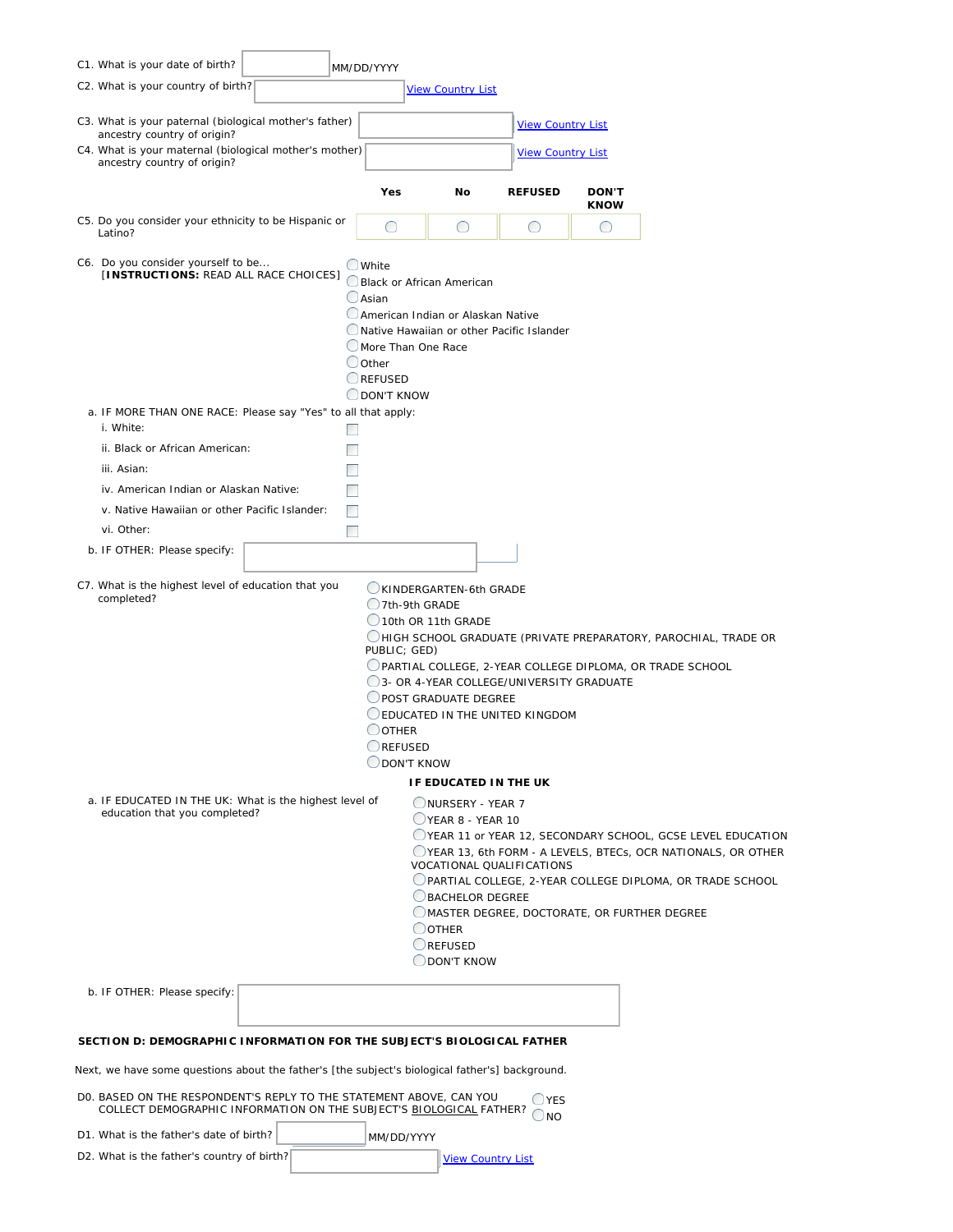C1. What is your date of birth? ______ MM/DD/YYYY

C2. What is your country of birth? ______ View Country List

C3. What is your paternal (biological mother's father) ancestry country of origin? ______ View Country List

C4. What is your maternal (biological mother's mother) ancestry country of origin? ______ View Country List

| | Yes | No | REFUSED | DON'T KNOW |
|---|---|---|---|---|
| C5. Do you consider your ethnicity to be Hispanic or Latino? | ○ | ○ | ○ | ○ |

C6. Do you consider yourself to be... [**INSTRUCTIONS:** READ ALL RACE CHOICES]

- ○ White
- ○ Black or African American
- ○ Asian
- ○ American Indian or Alaskan Native
- ○ Native Hawaiian or other Pacific Islander
- ○ More Than One Race
- ○ Other
- ○ REFUSED
- ○ DON'T KNOW

a. IF MORE THAN ONE RACE: Please say "Yes" to all that apply:

- i. White: ☐
- ii. Black or African American: ☐
- iii. Asian: ☐
- iv. American Indian or Alaskan Native: ☐
- v. Native Hawaiian or other Pacific Islander: ☐
- vi. Other: ☐

b. IF OTHER: Please specify: ______

C7. What is the highest level of education that you completed?

- ○ KINDERGARTEN-6th GRADE
- ○ 7th-9th GRADE
- ○ 10th OR 11th GRADE
- ○ HIGH SCHOOL GRADUATE (PRIVATE PREPARATORY, PAROCHIAL, TRADE OR PUBLIC; GED)
- ○ PARTIAL COLLEGE, 2-YEAR COLLEGE DIPLOMA, OR TRADE SCHOOL
- ○ 3- OR 4-YEAR COLLEGE/UNIVERSITY GRADUATE
- ○ POST GRADUATE DEGREE
- ○ EDUCATED IN THE UNITED KINGDOM
- ○ OTHER
- ○ REFUSED
- ○ DON'T KNOW

**IF EDUCATED IN THE UK**

a. IF EDUCATED IN THE UK: What is the highest level of education that you completed?

- ○ NURSERY - YEAR 7
- ○ YEAR 8 - YEAR 10
- ○ YEAR 11 or YEAR 12, SECONDARY SCHOOL, GCSE LEVEL EDUCATION
- ○ YEAR 13, 6th FORM - A LEVELS, BTECs, OCR NATIONALS, OR OTHER VOCATIONAL QUALIFICATIONS
- ○ PARTIAL COLLEGE, 2-YEAR COLLEGE DIPLOMA, OR TRADE SCHOOL
- ○ BACHELOR DEGREE
- ○ MASTER DEGREE, DOCTORATE, OR FURTHER DEGREE
- ○ OTHER
- ○ REFUSED
- ○ DON'T KNOW

b. IF OTHER: Please specify: ______

## SECTION D: DEMOGRAPHIC INFORMATION FOR THE SUBJECT'S BIOLOGICAL FATHER

Next, we have some questions about the father's [the subject's biological father's] background.

D0. BASED ON THE RESPONDENT'S REPLY TO THE STATEMENT ABOVE, CAN YOU COLLECT DEMOGRAPHIC INFORMATION ON THE SUBJECT'S BIOLOGICAL FATHER?

- ○ YES
- ○ NO

D1. What is the father's date of birth? ______ MM/DD/YYYY

D2. What is the father's country of birth? ______ View Country List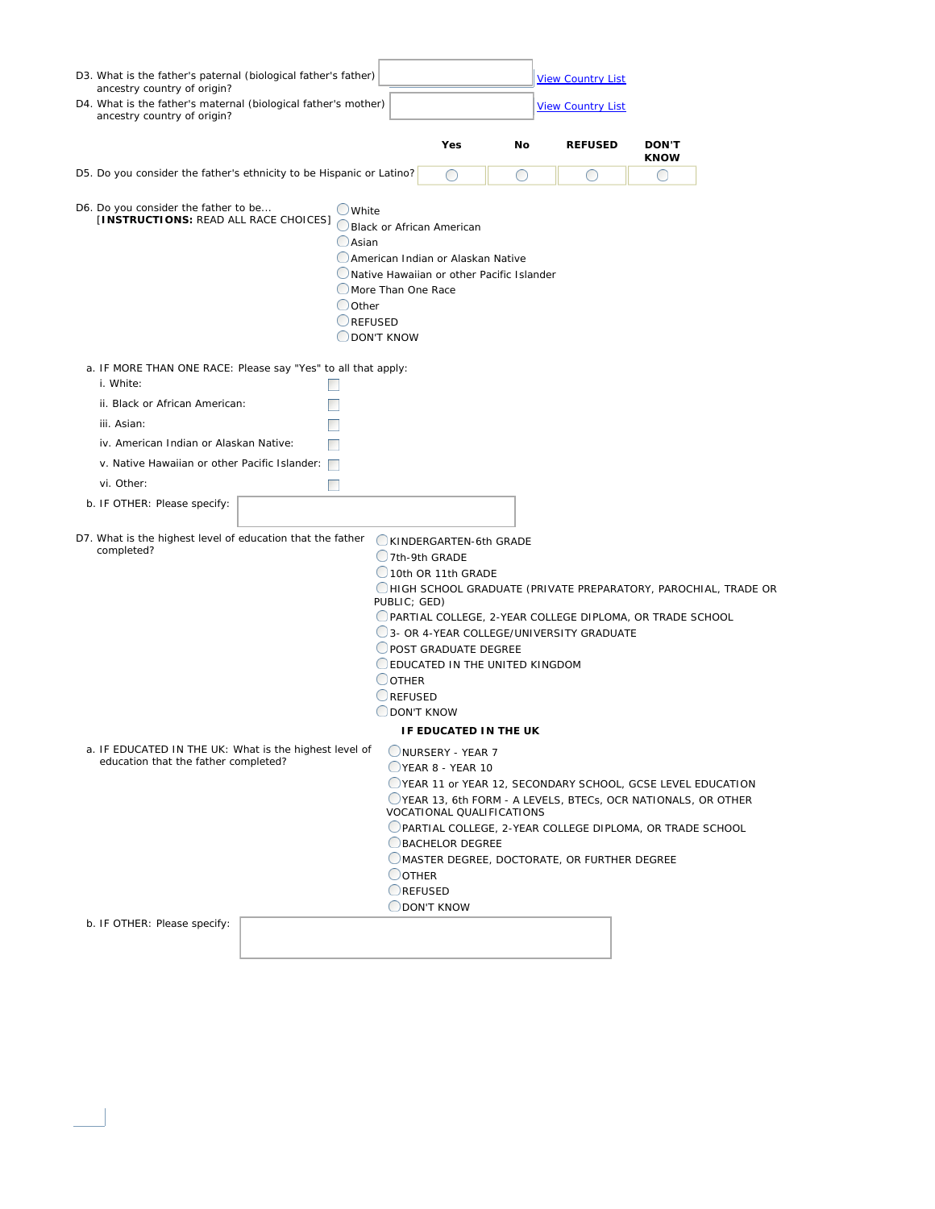D3. What is the father's paternal (biological father's father) ancestry country of origin? [View Country List]

D4. What is the father's maternal (biological father's mother) ancestry country of origin? [View Country List]

| | Yes | No | REFUSED | DON'T KNOW |
|---|---|---|---|---|
| D5. Do you consider the father's ethnicity to be Hispanic or Latino? | ○ | ○ | ○ | ○ |

D6. Do you consider the father to be...
[**INSTRUCTIONS:** READ ALL RACE CHOICES]

- ○ White
- ○ Black or African American
- ○ Asian
- ○ American Indian or Alaskan Native
- ○ Native Hawaiian or other Pacific Islander
- ○ More Than One Race
- ○ Other
- ○ REFUSED
- ○ DON'T KNOW

a. IF MORE THAN ONE RACE: Please say "Yes" to all that apply:

- i. White: ☐
- ii. Black or African American: ☐
- iii. Asian: ☐
- iv. American Indian or Alaskan Native: ☐
- v. Native Hawaiian or other Pacific Islander: ☐
- vi. Other: ☐

b. IF OTHER: Please specify:

D7. What is the highest level of education that the father completed?

- ○ KINDERGARTEN-6th GRADE
- ○ 7th-9th GRADE
- ○ 10th OR 11th GRADE
- ○ HIGH SCHOOL GRADUATE (PRIVATE PREPARATORY, PAROCHIAL, TRADE OR PUBLIC; GED)
- ○ PARTIAL COLLEGE, 2-YEAR COLLEGE DIPLOMA, OR TRADE SCHOOL
- ○ 3- OR 4-YEAR COLLEGE/UNIVERSITY GRADUATE
- ○ POST GRADUATE DEGREE
- ○ EDUCATED IN THE UNITED KINGDOM
- ○ OTHER
- ○ REFUSED
- ○ DON'T KNOW

**IF EDUCATED IN THE UK**

a. IF EDUCATED IN THE UK: What is the highest level of education that the father completed?

- ○ NURSERY - YEAR 7
- ○ YEAR 8 - YEAR 10
- ○ YEAR 11 or YEAR 12, SECONDARY SCHOOL, GCSE LEVEL EDUCATION
- ○ YEAR 13, 6th FORM - A LEVELS, BTECs, OCR NATIONALS, OR OTHER VOCATIONAL QUALIFICATIONS
- ○ PARTIAL COLLEGE, 2-YEAR COLLEGE DIPLOMA, OR TRADE SCHOOL
- ○ BACHELOR DEGREE
- ○ MASTER DEGREE, DOCTORATE, OR FURTHER DEGREE
- ○ OTHER
- ○ REFUSED
- ○ DON'T KNOW

b. IF OTHER: Please specify: